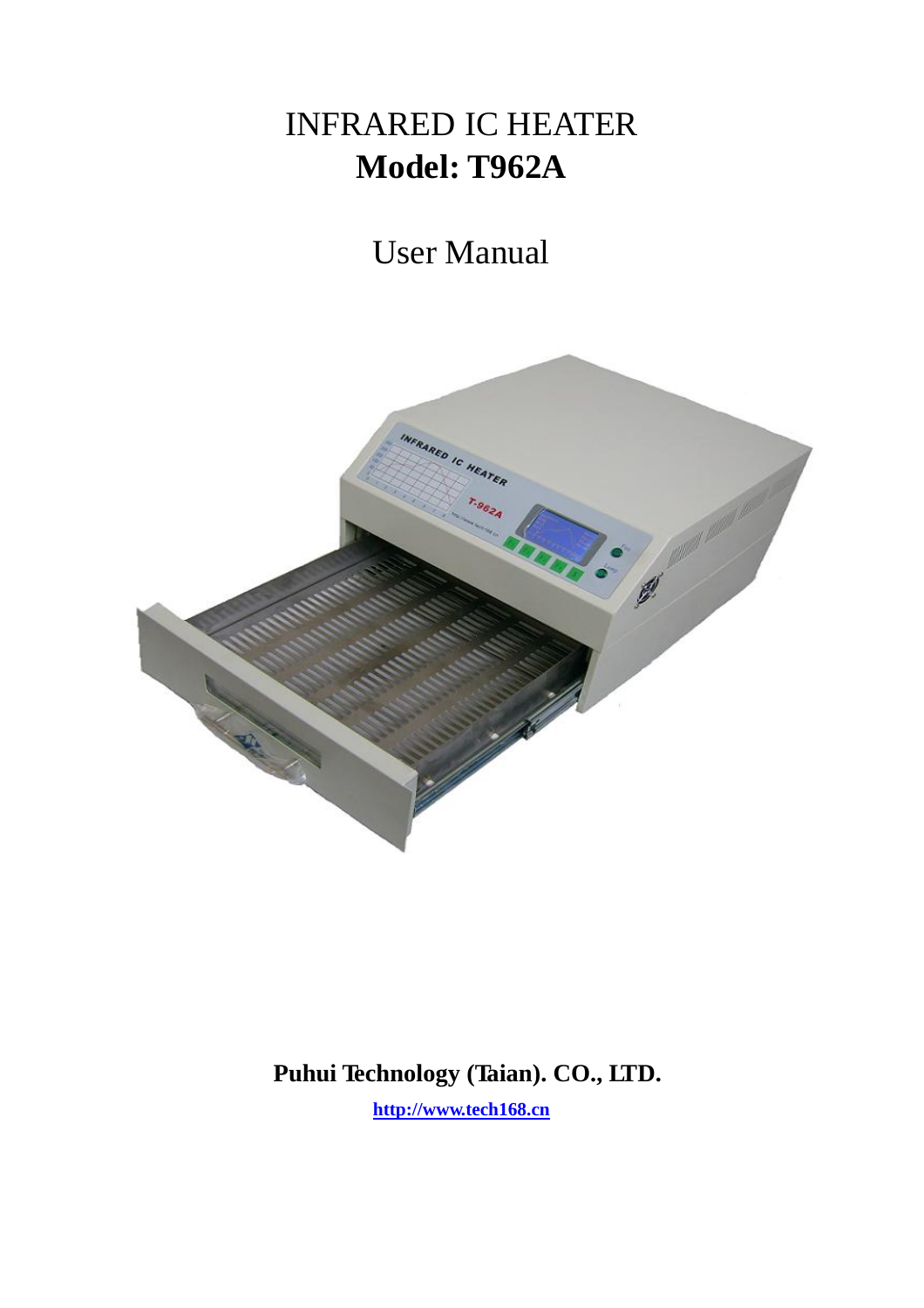# INFRARED IC HEATER
# **Model: T962A**

## User Manual

**Puhui Technology (Taian). CO., LTD.**

**http://www.tech168.cn**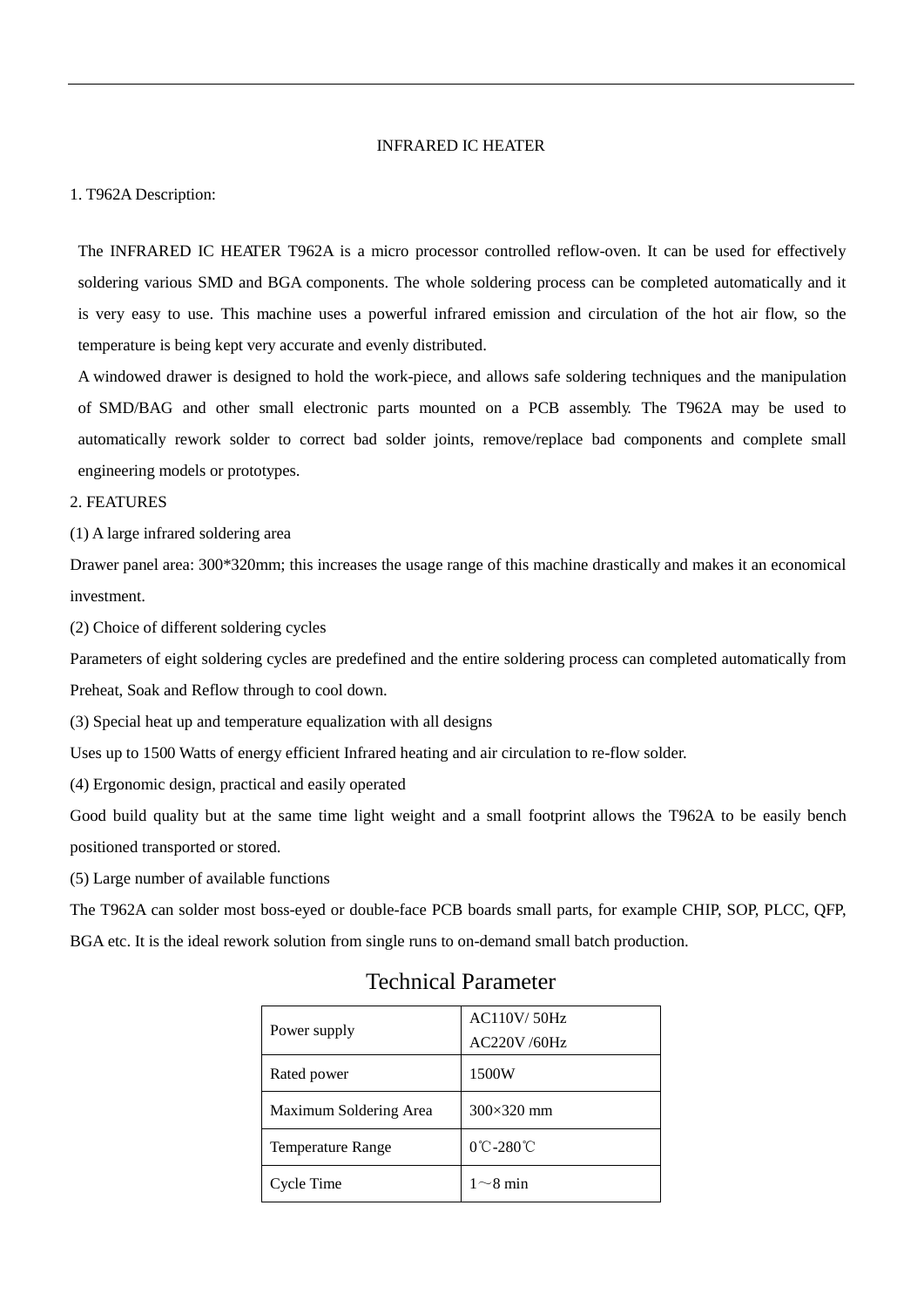# INFRARED IC HEATER

## 1. T962A Description:

The INFRARED IC HEATER T962A is a micro processor controlled reflow-oven. It can be used for effectively soldering various SMD and BGA components. The whole soldering process can be completed automatically and it is very easy to use. This machine uses a powerful infrared emission and circulation of the hot air flow, so the temperature is being kept very accurate and evenly distributed.

A windowed drawer is designed to hold the work-piece, and allows safe soldering techniques and the manipulation of SMD/BAG and other small electronic parts mounted on a PCB assembly. The T962A may be used to automatically rework solder to correct bad solder joints, remove/replace bad components and complete small engineering models or prototypes.

## 2. FEATURES

(1) A large infrared soldering area

Drawer panel area: 300*320mm; this increases the usage range of this machine drastically and makes it an economical investment.

(2) Choice of different soldering cycles

Parameters of eight soldering cycles are predefined and the entire soldering process can completed automatically from Preheat, Soak and Reflow through to cool down.

(3) Special heat up and temperature equalization with all designs

Uses up to 1500 Watts of energy efficient Infrared heating and air circulation to re-flow solder.

(4) Ergonomic design, practical and easily operated

Good build quality but at the same time light weight and a small footprint allows the T962A to be easily bench positioned transported or stored.

(5) Large number of available functions

The T962A can solder most boss-eyed or double-face PCB boards small parts, for example CHIP, SOP, PLCC, QFP, BGA etc. It is the ideal rework solution from single runs to on-demand small batch production.

## Technical Parameter

| | |
|---|---|
| Power supply | AC110V/ 50Hz<br>AC220V /60Hz |
| Rated power | 1500W |
| Maximum Soldering Area | 300×320 mm |
| Temperature Range | 0℃-280℃ |
| Cycle Time | 1～8 min |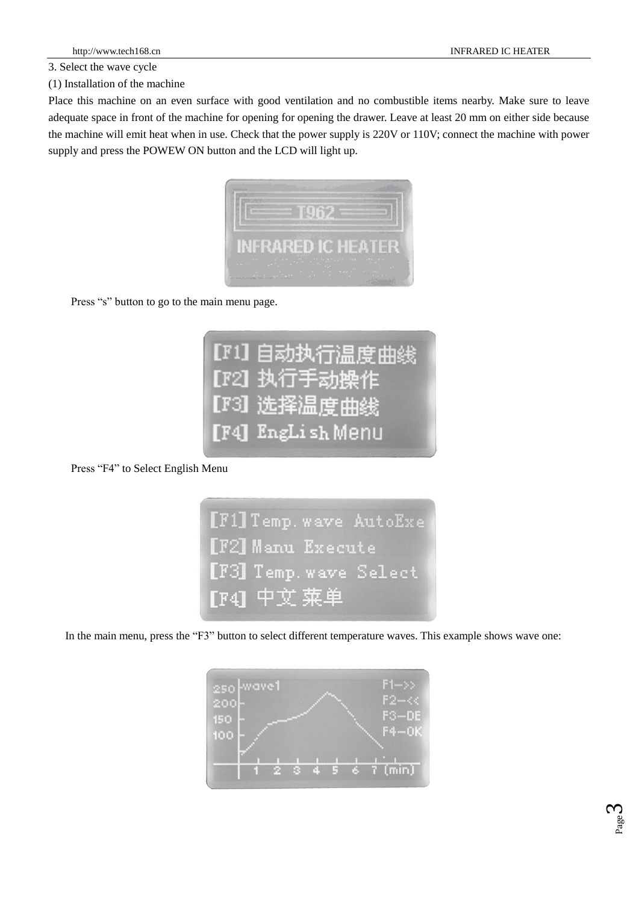3. Select the wave cycle

(1) Installation of the machine

Place this machine on an even surface with good ventilation and no combustible items nearby. Make sure to leave adequate space in front of the machine for opening for opening the drawer. Leave at least 20 mm on either side because the machine will emit heat when in use. Check that the power supply is 220V or 110V; connect the machine with power supply and press the POWEW ON button and the LCD will light up.

T962

INFRARED IC HEATER

Press “s” button to go to the main menu page.

[F1] 自动执行温度曲线
[F2] 执行手动操作
[F3] 选择温度曲线
[F4] EngLish Menu

Press “F4” to Select English Menu

[F1] Temp. wave AutoExe
[F2] Manu Execute
[F3] Temp. wave Select
[F4] 中文 菜单

In the main menu, press the “F3” button to select different temperature waves. This example shows wave one:

wave1
250
200
150
100
1 2 3 4 5 6 7 (min)
F1—>>
F2—<<
F3—DE
F4—OK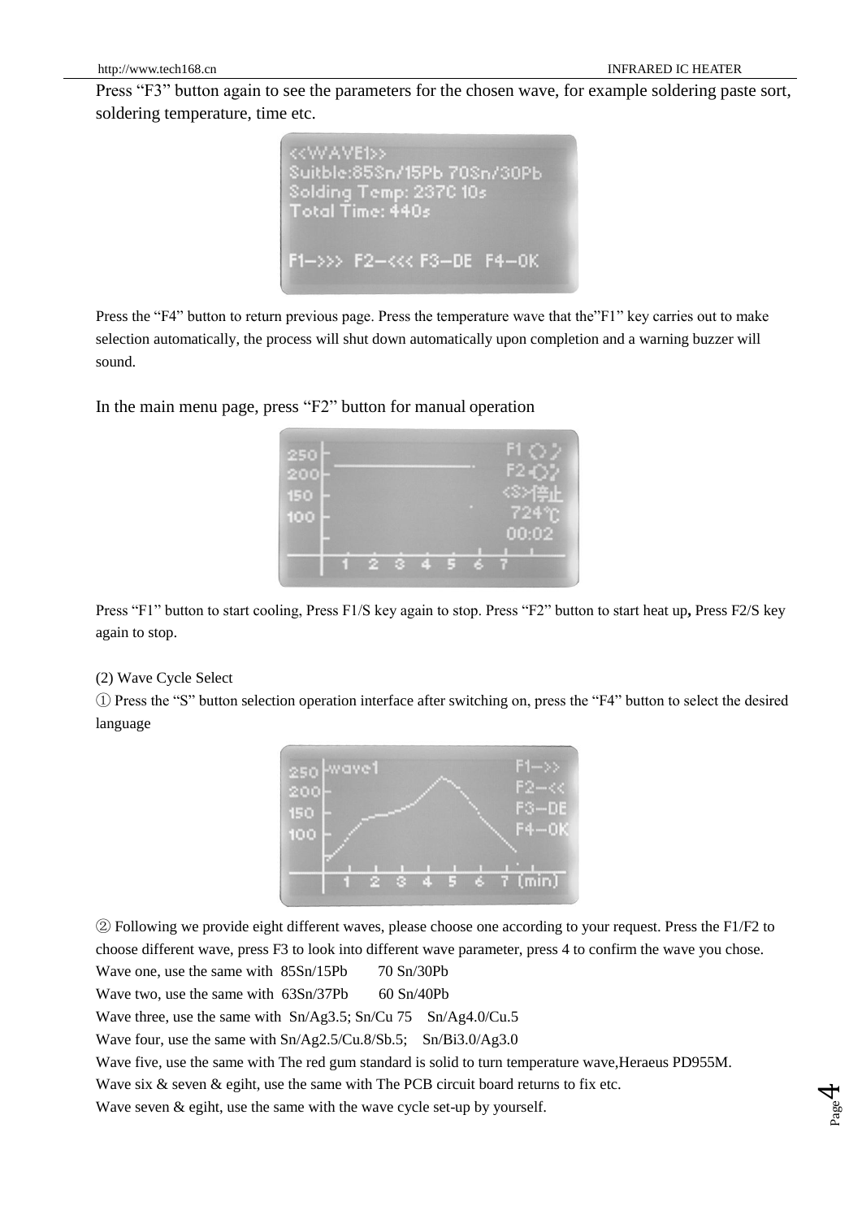Press “F3” button again to see the parameters for the chosen wave, for example soldering paste sort, soldering temperature, time etc.

<<WAVE1>>
Suitble:85Sn/15Pb 70Sn/30Pb
Solding Temp: 237C 10s
Total Time: 440s

F1—>>> F2—<<< F3—DE F4—OK

Press the “F4” button to return previous page. Press the temperature wave that the”F1” key carries out to make selection automatically, the process will shut down automatically upon completion and a warning buzzer will sound.

In the main menu page, press “F2” button for manual operation

250
200
150
100
1 2 3 4 5 6 7
F1
F2
<S>停止
724℃
00:02

Press “F1” button to start cooling, Press F1/S key again to stop. Press “F2” button to start heat up, Press F2/S key again to stop.

(2) Wave Cycle Select

① Press the “S” button selection operation interface after switching on, press the “F4” button to select the desired language

250 wave1
200
150
100
1 2 3 4 5 6 7 (min)
F1—>>
F2—<<
F3—DE
F4—OK

② Following we provide eight different waves, please choose one according to your request. Press the F1/F2 to choose different wave, press F3 to look into different wave parameter, press 4 to confirm the wave you chose.

Wave one, use the same with 85Sn/15Pb 70 Sn/30Pb

Wave two, use the same with 63Sn/37Pb 60 Sn/40Pb

Wave three, use the same with Sn/Ag3.5; Sn/Cu 75 Sn/Ag4.0/Cu.5

Wave four, use the same with Sn/Ag2.5/Cu.8/Sb.5; Sn/Bi3.0/Ag3.0

Wave five, use the same with The red gum standard is solid to turn temperature wave,Heraeus PD955M.

Wave six & seven & egiht, use the same with The PCB circuit board returns to fix etc.

Wave seven & egiht, use the same with the wave cycle set-up by yourself.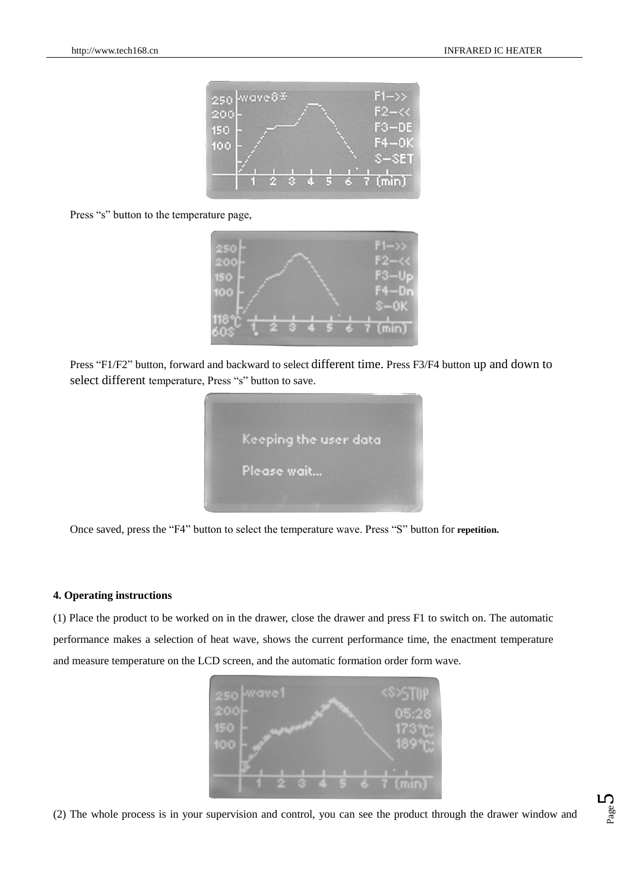Press “s” button to the temperature page,

Press “F1/F2” button, forward and backward to select different time. Press F3/F4 button up and down to select different temperature, Press “s” button to save.

Once saved, press the “F4” button to select the temperature wave. Press “S” button for **repetition.**

**4. Operating instructions**

(1) Place the product to be worked on in the drawer, close the drawer and press F1 to switch on. The automatic performance makes a selection of heat wave, shows the current performance time, the enactment temperature and measure temperature on the LCD screen, and the automatic formation order form wave.

(2) The whole process is in your supervision and control, you can see the product through the drawer window and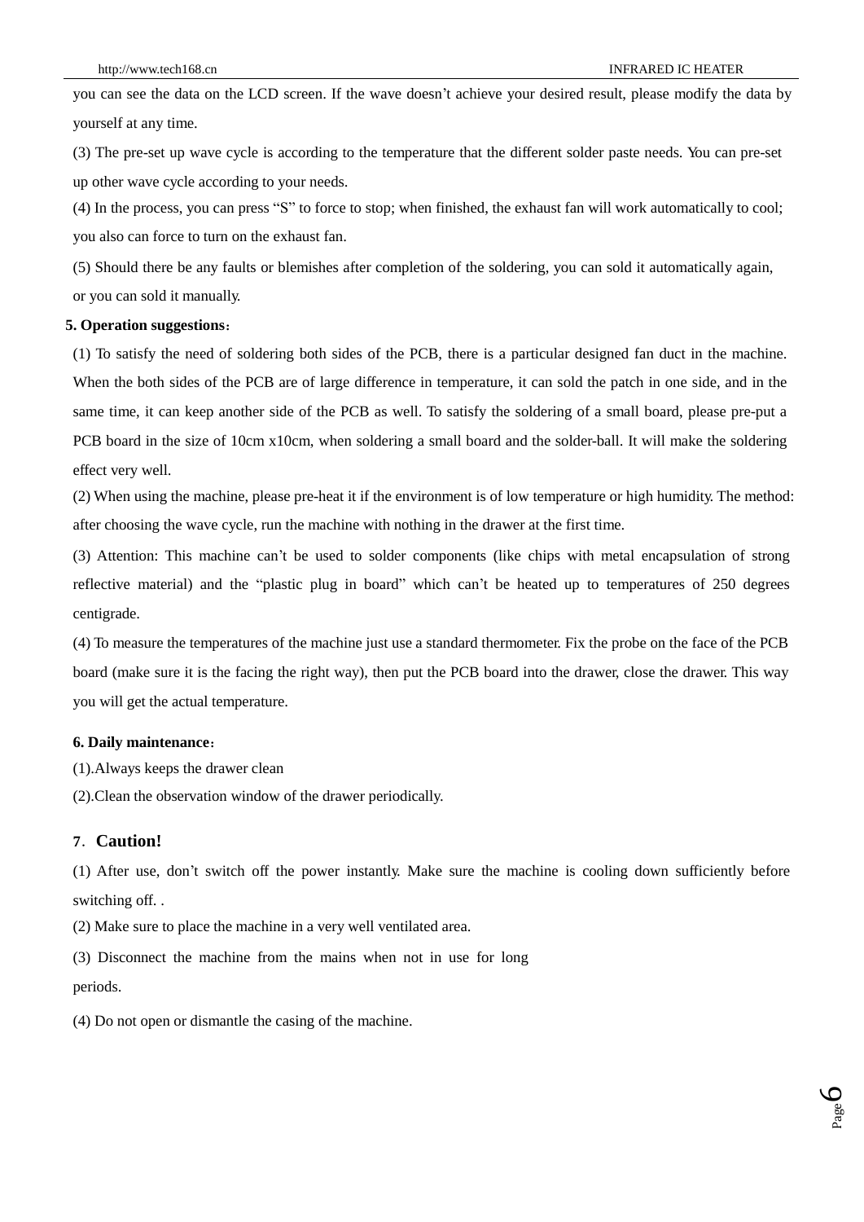you can see the data on the LCD screen. If the wave doesn't achieve your desired result, please modify the data by yourself at any time.

(3) The pre-set up wave cycle is according to the temperature that the different solder paste needs. You can pre-set up other wave cycle according to your needs.

(4) In the process, you can press "S" to force to stop; when finished, the exhaust fan will work automatically to cool; you also can force to turn on the exhaust fan.

(5) Should there be any faults or blemishes after completion of the soldering, you can sold it automatically again, or you can sold it manually.

**5. Operation suggestions**：

(1) To satisfy the need of soldering both sides of the PCB, there is a particular designed fan duct in the machine. When the both sides of the PCB are of large difference in temperature, it can sold the patch in one side, and in the same time, it can keep another side of the PCB as well. To satisfy the soldering of a small board, please pre-put a PCB board in the size of 10cm x10cm, when soldering a small board and the solder-ball. It will make the soldering effect very well.

(2) When using the machine, please pre-heat it if the environment is of low temperature or high humidity. The method: after choosing the wave cycle, run the machine with nothing in the drawer at the first time.

(3) Attention: This machine can't be used to solder components (like chips with metal encapsulation of strong reflective material) and the "plastic plug in board" which can't be heated up to temperatures of 250 degrees centigrade.

(4) To measure the temperatures of the machine just use a standard thermometer. Fix the probe on the face of the PCB board (make sure it is the facing the right way), then put the PCB board into the drawer, close the drawer. This way you will get the actual temperature.

**6. Daily maintenance**：

(1).Always keeps the drawer clean

(2).Clean the observation window of the drawer periodically.

**7．Caution!**

(1) After use, don't switch off the power instantly. Make sure the machine is cooling down sufficiently before switching off. .

(2) Make sure to place the machine in a very well ventilated area.

(3) Disconnect the machine from the mains when not in use for long periods.

(4) Do not open or dismantle the casing of the machine.